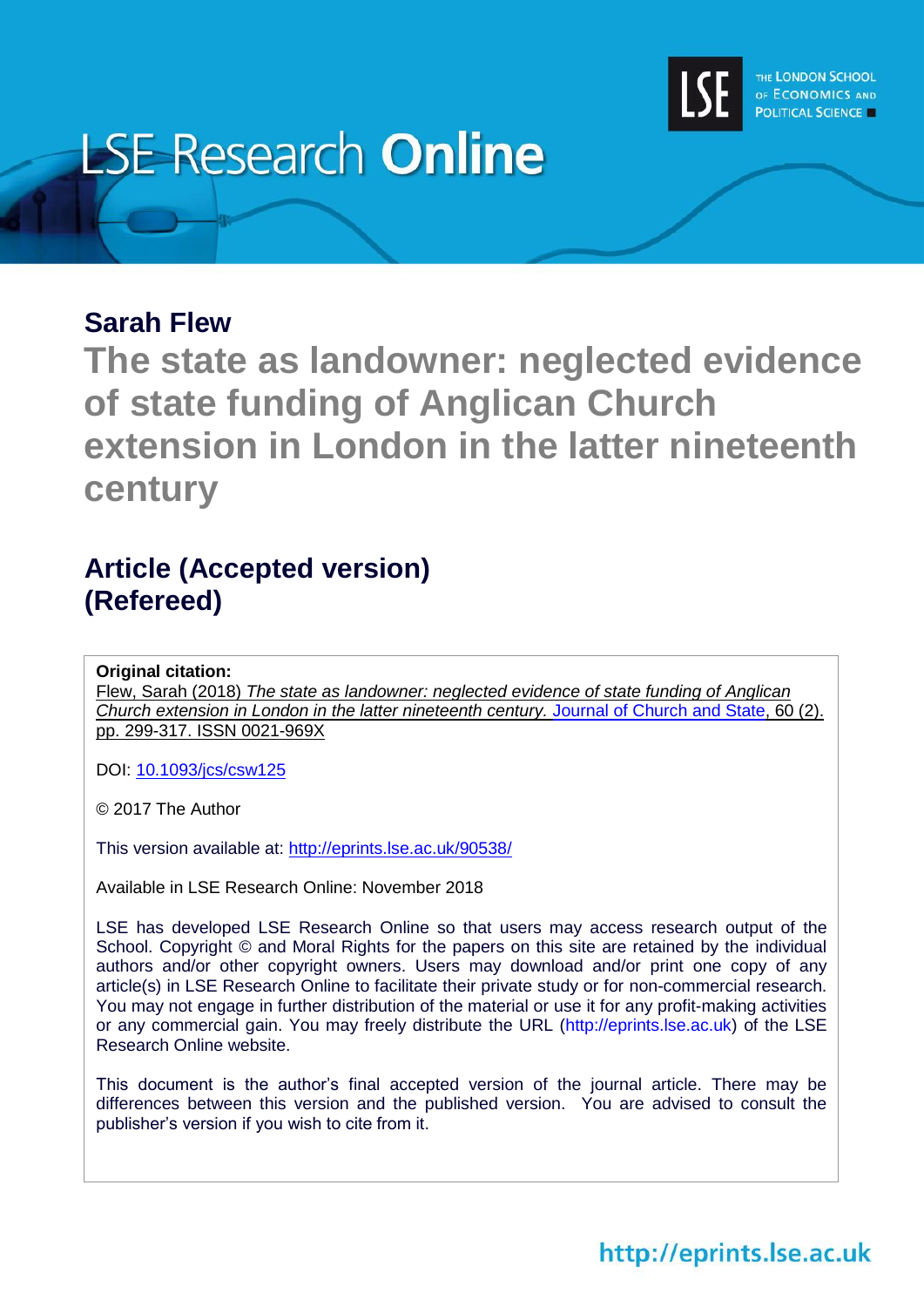LSE Research **Online**

THE LONDON SCHOOL OF ECONOMICS AND POLITICAL SCIENCE

## Sarah Flew

# The state as landowner: neglected evidence of state funding of Anglican Church extension in London in the latter nineteenth century

## Article (Accepted version)
## (Refereed)

**Original citation:**
Flew, Sarah (2018) *The state as landowner: neglected evidence of state funding of Anglican Church extension in London in the latter nineteenth century.* Journal of Church and State, 60 (2). pp. 299-317. ISSN 0021-969X

DOI: 10.1093/jcs/csw125

© 2017 The Author

This version available at: http://eprints.lse.ac.uk/90538/

Available in LSE Research Online: November 2018

LSE has developed LSE Research Online so that users may access research output of the School. Copyright © and Moral Rights for the papers on this site are retained by the individual authors and/or other copyright owners. Users may download and/or print one copy of any article(s) in LSE Research Online to facilitate their private study or for non-commercial research. You may not engage in further distribution of the material or use it for any profit-making activities or any commercial gain. You may freely distribute the URL (http://eprints.lse.ac.uk) of the LSE Research Online website.

This document is the author's final accepted version of the journal article. There may be differences between this version and the published version. You are advised to consult the publisher's version if you wish to cite from it.

http://eprints.lse.ac.uk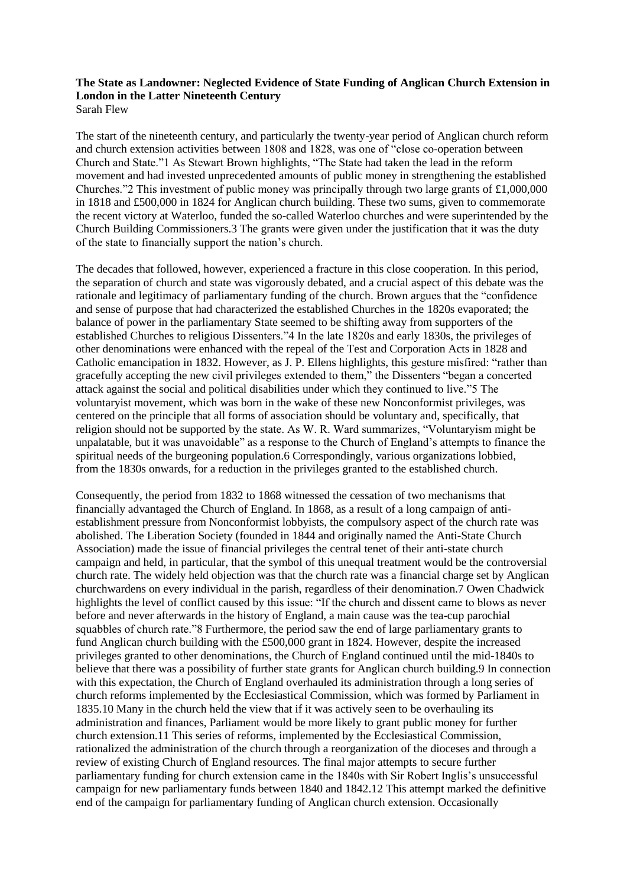**The State as Landowner: Neglected Evidence of State Funding of Anglican Church Extension in London in the Latter Nineteenth Century**
Sarah Flew

The start of the nineteenth century, and particularly the twenty-year period of Anglican church reform and church extension activities between 1808 and 1828, was one of "close co-operation between Church and State."[1] As Stewart Brown highlights, "The State had taken the lead in the reform movement and had invested unprecedented amounts of public money in strengthening the established Churches."[2] This investment of public money was principally through two large grants of £1,000,000 in 1818 and £500,000 in 1824 for Anglican church building. These two sums, given to commemorate the recent victory at Waterloo, funded the so-called Waterloo churches and were superintended by the Church Building Commissioners.[3] The grants were given under the justification that it was the duty of the state to financially support the nation's church.

The decades that followed, however, experienced a fracture in this close cooperation. In this period, the separation of church and state was vigorously debated, and a crucial aspect of this debate was the rationale and legitimacy of parliamentary funding of the church. Brown argues that the "confidence and sense of purpose that had characterized the established Churches in the 1820s evaporated; the balance of power in the parliamentary State seemed to be shifting away from supporters of the established Churches to religious Dissenters."[4] In the late 1820s and early 1830s, the privileges of other denominations were enhanced with the repeal of the Test and Corporation Acts in 1828 and Catholic emancipation in 1832. However, as J. P. Ellens highlights, this gesture misfired: "rather than gracefully accepting the new civil privileges extended to them," the Dissenters "began a concerted attack against the social and political disabilities under which they continued to live."[5] The voluntaryist movement, which was born in the wake of these new Nonconformist privileges, was centered on the principle that all forms of association should be voluntary and, specifically, that religion should not be supported by the state. As W. R. Ward summarizes, "Voluntaryism might be unpalatable, but it was unavoidable" as a response to the Church of England's attempts to finance the spiritual needs of the burgeoning population.[6] Correspondingly, various organizations lobbied, from the 1830s onwards, for a reduction in the privileges granted to the established church.

Consequently, the period from 1832 to 1868 witnessed the cessation of two mechanisms that financially advantaged the Church of England. In 1868, as a result of a long campaign of anti-establishment pressure from Nonconformist lobbyists, the compulsory aspect of the church rate was abolished. The Liberation Society (founded in 1844 and originally named the Anti-State Church Association) made the issue of financial privileges the central tenet of their anti-state church campaign and held, in particular, that the symbol of this unequal treatment would be the controversial church rate. The widely held objection was that the church rate was a financial charge set by Anglican churchwardens on every individual in the parish, regardless of their denomination.[7] Owen Chadwick highlights the level of conflict caused by this issue: "If the church and dissent came to blows as never before and never afterwards in the history of England, a main cause was the tea-cup parochial squabbles of church rate."[8] Furthermore, the period saw the end of large parliamentary grants to fund Anglican church building with the £500,000 grant in 1824. However, despite the increased privileges granted to other denominations, the Church of England continued until the mid-1840s to believe that there was a possibility of further state grants for Anglican church building.[9] In connection with this expectation, the Church of England overhauled its administration through a long series of church reforms implemented by the Ecclesiastical Commission, which was formed by Parliament in 1835.[10] Many in the church held the view that if it was actively seen to be overhauling its administration and finances, Parliament would be more likely to grant public money for further church extension.[11] This series of reforms, implemented by the Ecclesiastical Commission, rationalized the administration of the church through a reorganization of the dioceses and through a review of existing Church of England resources. The final major attempts to secure further parliamentary funding for church extension came in the 1840s with Sir Robert Inglis's unsuccessful campaign for new parliamentary funds between 1840 and 1842.[12] This attempt marked the definitive end of the campaign for parliamentary funding of Anglican church extension. Occasionally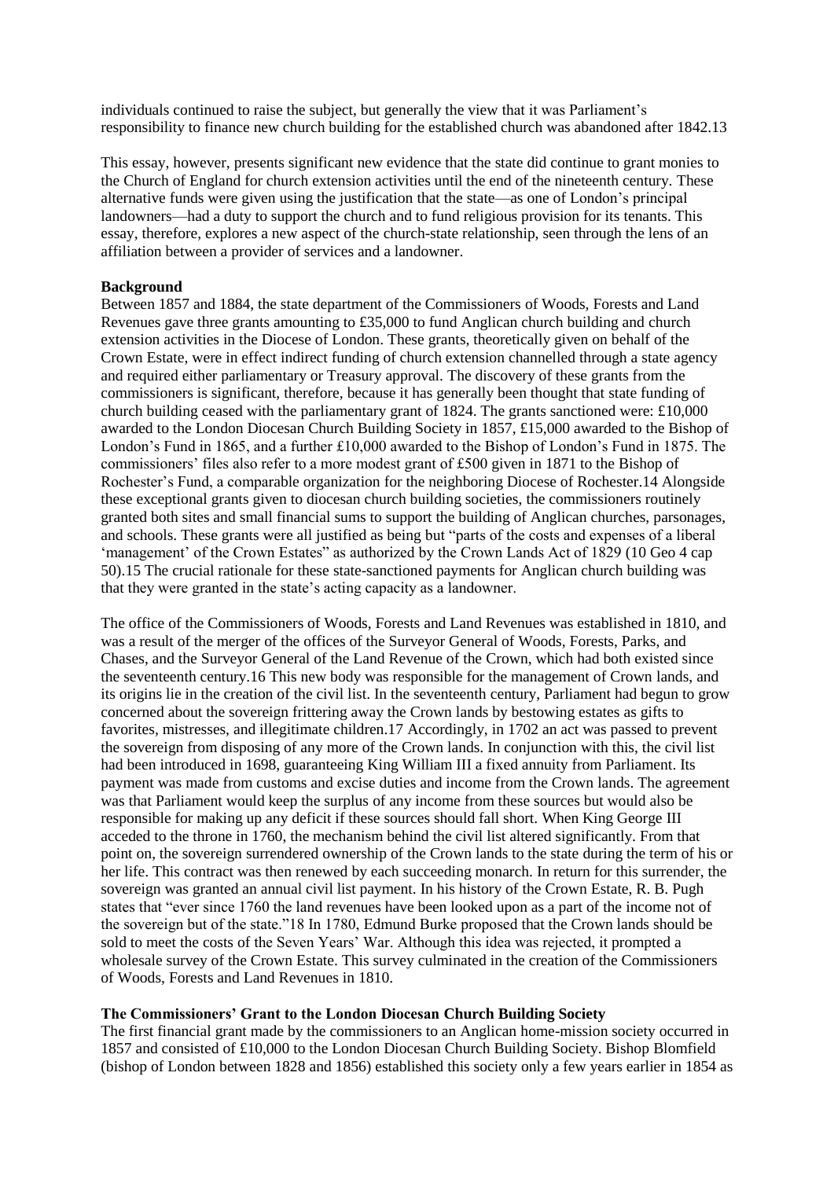individuals continued to raise the subject, but generally the view that it was Parliament's responsibility to finance new church building for the established church was abandoned after 1842.[13]

This essay, however, presents significant new evidence that the state did continue to grant monies to the Church of England for church extension activities until the end of the nineteenth century. These alternative funds were given using the justification that the state—as one of London's principal landowners—had a duty to support the church and to fund religious provision for its tenants. This essay, therefore, explores a new aspect of the church-state relationship, seen through the lens of an affiliation between a provider of services and a landowner.

**Background**

Between 1857 and 1884, the state department of the Commissioners of Woods, Forests and Land Revenues gave three grants amounting to £35,000 to fund Anglican church building and church extension activities in the Diocese of London. These grants, theoretically given on behalf of the Crown Estate, were in effect indirect funding of church extension channelled through a state agency and required either parliamentary or Treasury approval. The discovery of these grants from the commissioners is significant, therefore, because it has generally been thought that state funding of church building ceased with the parliamentary grant of 1824. The grants sanctioned were: £10,000 awarded to the London Diocesan Church Building Society in 1857, £15,000 awarded to the Bishop of London's Fund in 1865, and a further £10,000 awarded to the Bishop of London's Fund in 1875. The commissioners' files also refer to a more modest grant of £500 given in 1871 to the Bishop of Rochester's Fund, a comparable organization for the neighboring Diocese of Rochester.[14] Alongside these exceptional grants given to diocesan church building societies, the commissioners routinely granted both sites and small financial sums to support the building of Anglican churches, parsonages, and schools. These grants were all justified as being but "parts of the costs and expenses of a liberal 'management' of the Crown Estates" as authorized by the Crown Lands Act of 1829 (10 Geo 4 cap 50).[15] The crucial rationale for these state-sanctioned payments for Anglican church building was that they were granted in the state's acting capacity as a landowner.

The office of the Commissioners of Woods, Forests and Land Revenues was established in 1810, and was a result of the merger of the offices of the Surveyor General of Woods, Forests, Parks, and Chases, and the Surveyor General of the Land Revenue of the Crown, which had both existed since the seventeenth century.[16] This new body was responsible for the management of Crown lands, and its origins lie in the creation of the civil list. In the seventeenth century, Parliament had begun to grow concerned about the sovereign frittering away the Crown lands by bestowing estates as gifts to favorites, mistresses, and illegitimate children.[17] Accordingly, in 1702 an act was passed to prevent the sovereign from disposing of any more of the Crown lands. In conjunction with this, the civil list had been introduced in 1698, guaranteeing King William III a fixed annuity from Parliament. Its payment was made from customs and excise duties and income from the Crown lands. The agreement was that Parliament would keep the surplus of any income from these sources but would also be responsible for making up any deficit if these sources should fall short. When King George III acceded to the throne in 1760, the mechanism behind the civil list altered significantly. From that point on, the sovereign surrendered ownership of the Crown lands to the state during the term of his or her life. This contract was then renewed by each succeeding monarch. In return for this surrender, the sovereign was granted an annual civil list payment. In his history of the Crown Estate, R. B. Pugh states that "ever since 1760 the land revenues have been looked upon as a part of the income not of the sovereign but of the state."[18] In 1780, Edmund Burke proposed that the Crown lands should be sold to meet the costs of the Seven Years' War. Although this idea was rejected, it prompted a wholesale survey of the Crown Estate. This survey culminated in the creation of the Commissioners of Woods, Forests and Land Revenues in 1810.

**The Commissioners' Grant to the London Diocesan Church Building Society**

The first financial grant made by the commissioners to an Anglican home-mission society occurred in 1857 and consisted of £10,000 to the London Diocesan Church Building Society. Bishop Blomfield (bishop of London between 1828 and 1856) established this society only a few years earlier in 1854 as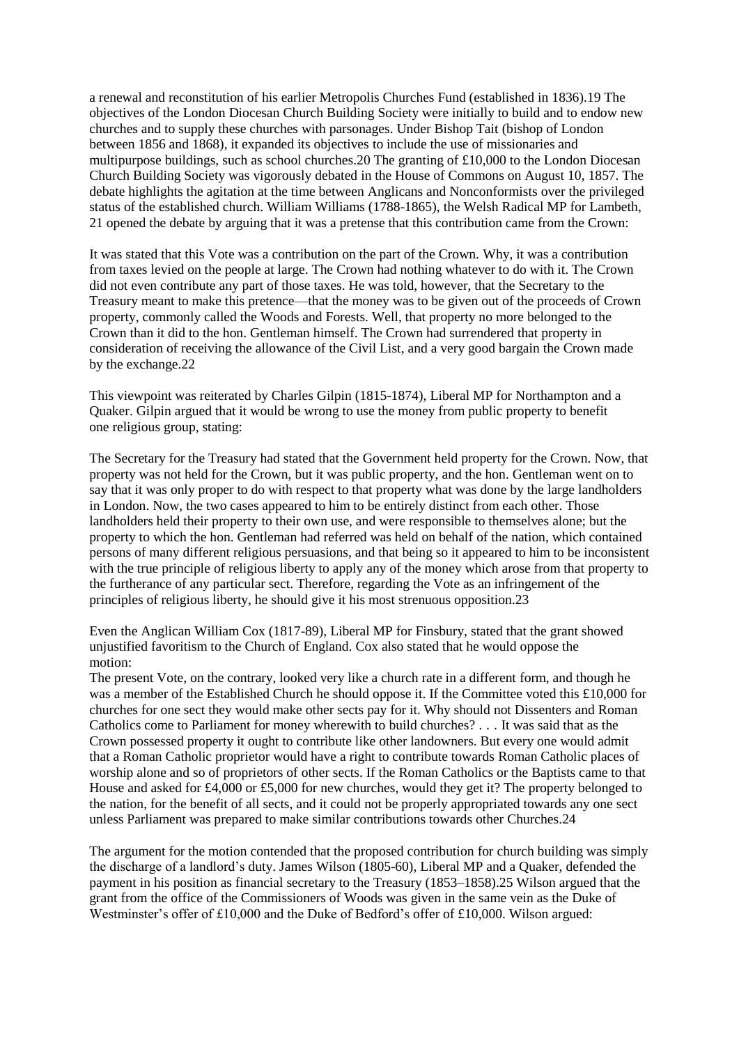a renewal and reconstitution of his earlier Metropolis Churches Fund (established in 1836).[19] The objectives of the London Diocesan Church Building Society were initially to build and to endow new churches and to supply these churches with parsonages. Under Bishop Tait (bishop of London between 1856 and 1868), it expanded its objectives to include the use of missionaries and multipurpose buildings, such as school churches.[20] The granting of £10,000 to the London Diocesan Church Building Society was vigorously debated in the House of Commons on August 10, 1857. The debate highlights the agitation at the time between Anglicans and Nonconformists over the privileged status of the established church. William Williams (1788-1865), the Welsh Radical MP for Lambeth,[21] opened the debate by arguing that it was a pretense that this contribution came from the Crown:

It was stated that this Vote was a contribution on the part of the Crown. Why, it was a contribution from taxes levied on the people at large. The Crown had nothing whatever to do with it. The Crown did not even contribute any part of those taxes. He was told, however, that the Secretary to the Treasury meant to make this pretence—that the money was to be given out of the proceeds of Crown property, commonly called the Woods and Forests. Well, that property no more belonged to the Crown than it did to the hon. Gentleman himself. The Crown had surrendered that property in consideration of receiving the allowance of the Civil List, and a very good bargain the Crown made by the exchange.[22]

This viewpoint was reiterated by Charles Gilpin (1815-1874), Liberal MP for Northampton and a Quaker. Gilpin argued that it would be wrong to use the money from public property to benefit one religious group, stating:

The Secretary for the Treasury had stated that the Government held property for the Crown. Now, that property was not held for the Crown, but it was public property, and the hon. Gentleman went on to say that it was only proper to do with respect to that property what was done by the large landholders in London. Now, the two cases appeared to him to be entirely distinct from each other. Those landholders held their property to their own use, and were responsible to themselves alone; but the property to which the hon. Gentleman had referred was held on behalf of the nation, which contained persons of many different religious persuasions, and that being so it appeared to him to be inconsistent with the true principle of religious liberty to apply any of the money which arose from that property to the furtherance of any particular sect. Therefore, regarding the Vote as an infringement of the principles of religious liberty, he should give it his most strenuous opposition.[23]

Even the Anglican William Cox (1817-89), Liberal MP for Finsbury, stated that the grant showed unjustified favoritism to the Church of England. Cox also stated that he would oppose the motion:

The present Vote, on the contrary, looked very like a church rate in a different form, and though he was a member of the Established Church he should oppose it. If the Committee voted this £10,000 for churches for one sect they would make other sects pay for it. Why should not Dissenters and Roman Catholics come to Parliament for money wherewith to build churches? . . . It was said that as the Crown possessed property it ought to contribute like other landowners. But every one would admit that a Roman Catholic proprietor would have a right to contribute towards Roman Catholic places of worship alone and so of proprietors of other sects. If the Roman Catholics or the Baptists came to that House and asked for £4,000 or £5,000 for new churches, would they get it? The property belonged to the nation, for the benefit of all sects, and it could not be properly appropriated towards any one sect unless Parliament was prepared to make similar contributions towards other Churches.[24]

The argument for the motion contended that the proposed contribution for church building was simply the discharge of a landlord's duty. James Wilson (1805-60), Liberal MP and a Quaker, defended the payment in his position as financial secretary to the Treasury (1853–1858).[25] Wilson argued that the grant from the office of the Commissioners of Woods was given in the same vein as the Duke of Westminster's offer of £10,000 and the Duke of Bedford's offer of £10,000. Wilson argued: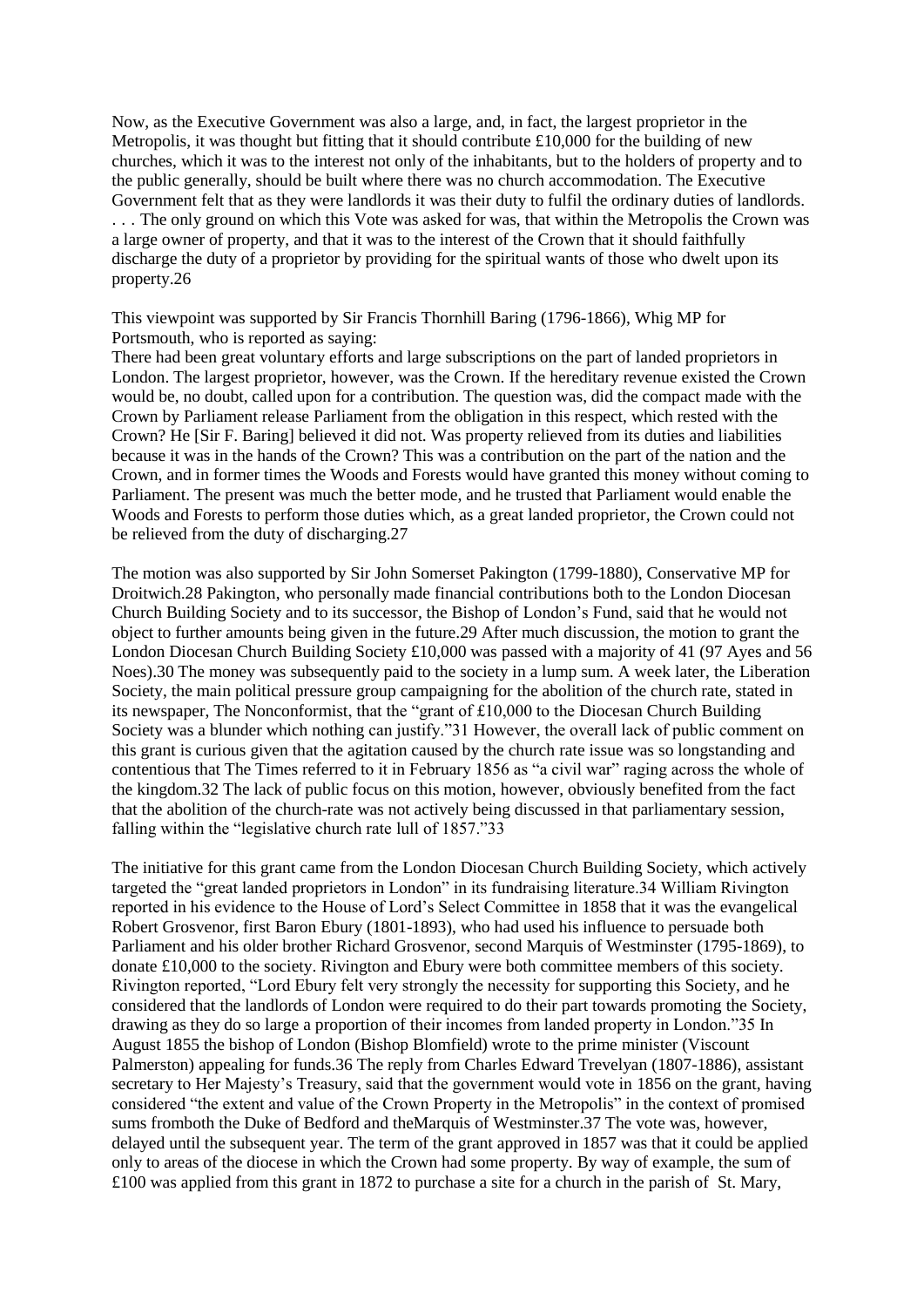Now, as the Executive Government was also a large, and, in fact, the largest proprietor in the Metropolis, it was thought but fitting that it should contribute £10,000 for the building of new churches, which it was to the interest not only of the inhabitants, but to the holders of property and to the public generally, should be built where there was no church accommodation. The Executive Government felt that as they were landlords it was their duty to fulfil the ordinary duties of landlords. . . . The only ground on which this Vote was asked for was, that within the Metropolis the Crown was a large owner of property, and that it was to the interest of the Crown that it should faithfully discharge the duty of a proprietor by providing for the spiritual wants of those who dwelt upon its property.26

This viewpoint was supported by Sir Francis Thornhill Baring (1796-1866), Whig MP for Portsmouth, who is reported as saying:

There had been great voluntary efforts and large subscriptions on the part of landed proprietors in London. The largest proprietor, however, was the Crown. If the hereditary revenue existed the Crown would be, no doubt, called upon for a contribution. The question was, did the compact made with the Crown by Parliament release Parliament from the obligation in this respect, which rested with the Crown? He [Sir F. Baring] believed it did not. Was property relieved from its duties and liabilities because it was in the hands of the Crown? This was a contribution on the part of the nation and the Crown, and in former times the Woods and Forests would have granted this money without coming to Parliament. The present was much the better mode, and he trusted that Parliament would enable the Woods and Forests to perform those duties which, as a great landed proprietor, the Crown could not be relieved from the duty of discharging.27

The motion was also supported by Sir John Somerset Pakington (1799-1880), Conservative MP for Droitwich.28 Pakington, who personally made financial contributions both to the London Diocesan Church Building Society and to its successor, the Bishop of London's Fund, said that he would not object to further amounts being given in the future.29 After much discussion, the motion to grant the London Diocesan Church Building Society £10,000 was passed with a majority of 41 (97 Ayes and 56 Noes).30 The money was subsequently paid to the society in a lump sum. A week later, the Liberation Society, the main political pressure group campaigning for the abolition of the church rate, stated in its newspaper, The Nonconformist, that the "grant of £10,000 to the Diocesan Church Building Society was a blunder which nothing can justify."31 However, the overall lack of public comment on this grant is curious given that the agitation caused by the church rate issue was so longstanding and contentious that The Times referred to it in February 1856 as "a civil war" raging across the whole of the kingdom.32 The lack of public focus on this motion, however, obviously benefited from the fact that the abolition of the church-rate was not actively being discussed in that parliamentary session, falling within the "legislative church rate lull of 1857."33

The initiative for this grant came from the London Diocesan Church Building Society, which actively targeted the "great landed proprietors in London" in its fundraising literature.34 William Rivington reported in his evidence to the House of Lord's Select Committee in 1858 that it was the evangelical Robert Grosvenor, first Baron Ebury (1801-1893), who had used his influence to persuade both Parliament and his older brother Richard Grosvenor, second Marquis of Westminster (1795-1869), to donate £10,000 to the society. Rivington and Ebury were both committee members of this society. Rivington reported, "Lord Ebury felt very strongly the necessity for supporting this Society, and he considered that the landlords of London were required to do their part towards promoting the Society, drawing as they do so large a proportion of their incomes from landed property in London."35 In August 1855 the bishop of London (Bishop Blomfield) wrote to the prime minister (Viscount Palmerston) appealing for funds.36 The reply from Charles Edward Trevelyan (1807-1886), assistant secretary to Her Majesty's Treasury, said that the government would vote in 1856 on the grant, having considered "the extent and value of the Crown Property in the Metropolis" in the context of promised sums fromboth the Duke of Bedford and theMarquis of Westminster.37 The vote was, however, delayed until the subsequent year. The term of the grant approved in 1857 was that it could be applied only to areas of the diocese in which the Crown had some property. By way of example, the sum of £100 was applied from this grant in 1872 to purchase a site for a church in the parish of St. Mary,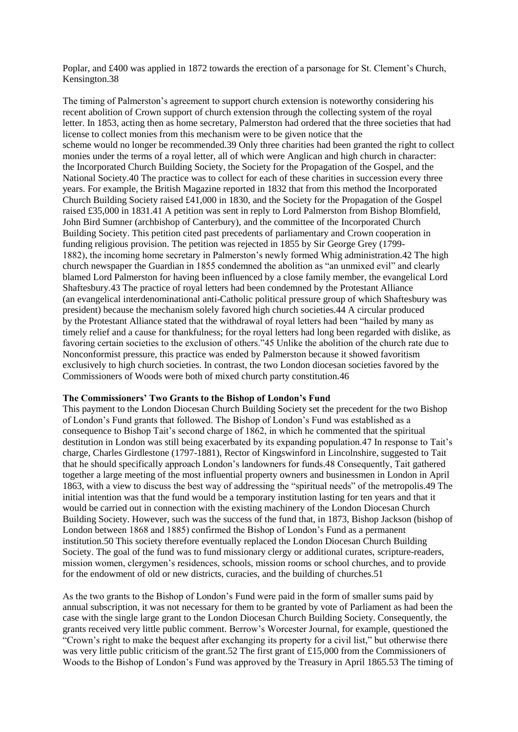Poplar, and £400 was applied in 1872 towards the erection of a parsonage for St. Clement's Church, Kensington.38

The timing of Palmerston's agreement to support church extension is noteworthy considering his recent abolition of Crown support of church extension through the collecting system of the royal letter. In 1853, acting then as home secretary, Palmerston had ordered that the three societies that had license to collect monies from this mechanism were to be given notice that the scheme would no longer be recommended.39 Only three charities had been granted the right to collect monies under the terms of a royal letter, all of which were Anglican and high church in character: the Incorporated Church Building Society, the Society for the Propagation of the Gospel, and the National Society.40 The practice was to collect for each of these charities in succession every three years. For example, the British Magazine reported in 1832 that from this method the Incorporated Church Building Society raised £41,000 in 1830, and the Society for the Propagation of the Gospel raised £35,000 in 1831.41 A petition was sent in reply to Lord Palmerston from Bishop Blomfield, John Bird Sumner (archbishop of Canterbury), and the committee of the Incorporated Church Building Society. This petition cited past precedents of parliamentary and Crown cooperation in funding religious provision. The petition was rejected in 1855 by Sir George Grey (1799-1882), the incoming home secretary in Palmerston's newly formed Whig administration.42 The high church newspaper the Guardian in 1855 condemned the abolition as "an unmixed evil" and clearly blamed Lord Palmerston for having been influenced by a close family member, the evangelical Lord Shaftesbury.43 The practice of royal letters had been condemned by the Protestant Alliance (an evangelical interdenominational anti-Catholic political pressure group of which Shaftesbury was president) because the mechanism solely favored high church societies.44 A circular produced by the Protestant Alliance stated that the withdrawal of royal letters had been "hailed by many as timely relief and a cause for thankfulness; for the royal letters had long been regarded with dislike, as favoring certain societies to the exclusion of others."45 Unlike the abolition of the church rate due to Nonconformist pressure, this practice was ended by Palmerston because it showed favoritism exclusively to high church societies. In contrast, the two London diocesan societies favored by the Commissioners of Woods were both of mixed church party constitution.46

**The Commissioners' Two Grants to the Bishop of London's Fund**

This payment to the London Diocesan Church Building Society set the precedent for the two Bishop of London's Fund grants that followed. The Bishop of London's Fund was established as a consequence to Bishop Tait's second charge of 1862, in which he commented that the spiritual destitution in London was still being exacerbated by its expanding population.47 In response to Tait's charge, Charles Girdlestone (1797-1881), Rector of Kingswinford in Lincolnshire, suggested to Tait that he should specifically approach London's landowners for funds.48 Consequently, Tait gathered together a large meeting of the most influential property owners and businessmen in London in April 1863, with a view to discuss the best way of addressing the "spiritual needs" of the metropolis.49 The initial intention was that the fund would be a temporary institution lasting for ten years and that it would be carried out in connection with the existing machinery of the London Diocesan Church Building Society. However, such was the success of the fund that, in 1873, Bishop Jackson (bishop of London between 1868 and 1885) confirmed the Bishop of London's Fund as a permanent institution.50 This society therefore eventually replaced the London Diocesan Church Building Society. The goal of the fund was to fund missionary clergy or additional curates, scripture-readers, mission women, clergymen's residences, schools, mission rooms or school churches, and to provide for the endowment of old or new districts, curacies, and the building of churches.51

As the two grants to the Bishop of London's Fund were paid in the form of smaller sums paid by annual subscription, it was not necessary for them to be granted by vote of Parliament as had been the case with the single large grant to the London Diocesan Church Building Society. Consequently, the grants received very little public comment. Berrow's Worcester Journal, for example, questioned the "Crown's right to make the bequest after exchanging its property for a civil list," but otherwise there was very little public criticism of the grant.52 The first grant of £15,000 from the Commissioners of Woods to the Bishop of London's Fund was approved by the Treasury in April 1865.53 The timing of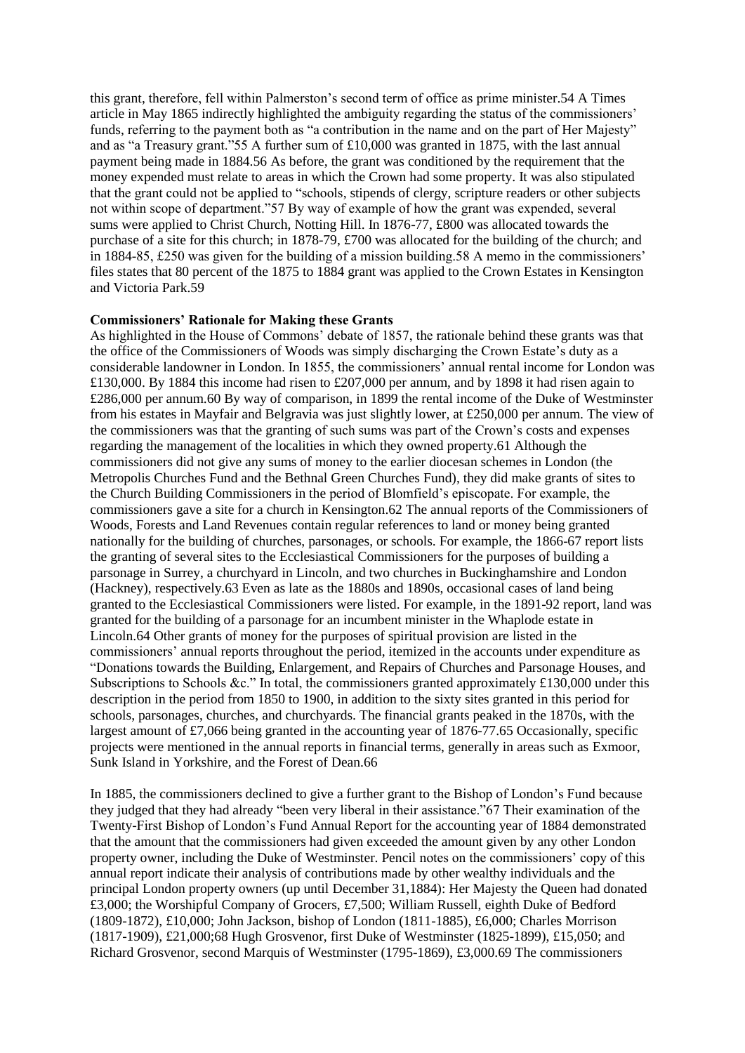this grant, therefore, fell within Palmerston's second term of office as prime minister.[54] A Times article in May 1865 indirectly highlighted the ambiguity regarding the status of the commissioners' funds, referring to the payment both as "a contribution in the name and on the part of Her Majesty" and as "a Treasury grant."[55] A further sum of £10,000 was granted in 1875, with the last annual payment being made in 1884.[56] As before, the grant was conditioned by the requirement that the money expended must relate to areas in which the Crown had some property. It was also stipulated that the grant could not be applied to "schools, stipends of clergy, scripture readers or other subjects not within scope of department."[57] By way of example of how the grant was expended, several sums were applied to Christ Church, Notting Hill. In 1876-77, £800 was allocated towards the purchase of a site for this church; in 1878-79, £700 was allocated for the building of the church; and in 1884-85, £250 was given for the building of a mission building.[58] A memo in the commissioners' files states that 80 percent of the 1875 to 1884 grant was applied to the Crown Estates in Kensington and Victoria Park.[59]

**Commissioners' Rationale for Making these Grants**

As highlighted in the House of Commons' debate of 1857, the rationale behind these grants was that the office of the Commissioners of Woods was simply discharging the Crown Estate's duty as a considerable landowner in London. In 1855, the commissioners' annual rental income for London was £130,000. By 1884 this income had risen to £207,000 per annum, and by 1898 it had risen again to £286,000 per annum.[60] By way of comparison, in 1899 the rental income of the Duke of Westminster from his estates in Mayfair and Belgravia was just slightly lower, at £250,000 per annum. The view of the commissioners was that the granting of such sums was part of the Crown's costs and expenses regarding the management of the localities in which they owned property.[61] Although the commissioners did not give any sums of money to the earlier diocesan schemes in London (the Metropolis Churches Fund and the Bethnal Green Churches Fund), they did make grants of sites to the Church Building Commissioners in the period of Blomfield's episcopate. For example, the commissioners gave a site for a church in Kensington.[62] The annual reports of the Commissioners of Woods, Forests and Land Revenues contain regular references to land or money being granted nationally for the building of churches, parsonages, or schools. For example, the 1866-67 report lists the granting of several sites to the Ecclesiastical Commissioners for the purposes of building a parsonage in Surrey, a churchyard in Lincoln, and two churches in Buckinghamshire and London (Hackney), respectively.[63] Even as late as the 1880s and 1890s, occasional cases of land being granted to the Ecclesiastical Commissioners were listed. For example, in the 1891-92 report, land was granted for the building of a parsonage for an incumbent minister in the Whaplode estate in Lincoln.[64] Other grants of money for the purposes of spiritual provision are listed in the commissioners' annual reports throughout the period, itemized in the accounts under expenditure as "Donations towards the Building, Enlargement, and Repairs of Churches and Parsonage Houses, and Subscriptions to Schools &c." In total, the commissioners granted approximately £130,000 under this description in the period from 1850 to 1900, in addition to the sixty sites granted in this period for schools, parsonages, churches, and churchyards. The financial grants peaked in the 1870s, with the largest amount of £7,066 being granted in the accounting year of 1876-77.[65] Occasionally, specific projects were mentioned in the annual reports in financial terms, generally in areas such as Exmoor, Sunk Island in Yorkshire, and the Forest of Dean.[66]

In 1885, the commissioners declined to give a further grant to the Bishop of London's Fund because they judged that they had already "been very liberal in their assistance."[67] Their examination of the Twenty-First Bishop of London's Fund Annual Report for the accounting year of 1884 demonstrated that the amount that the commissioners had given exceeded the amount given by any other London property owner, including the Duke of Westminster. Pencil notes on the commissioners' copy of this annual report indicate their analysis of contributions made by other wealthy individuals and the principal London property owners (up until December 31,1884): Her Majesty the Queen had donated £3,000; the Worshipful Company of Grocers, £7,500; William Russell, eighth Duke of Bedford (1809-1872), £10,000; John Jackson, bishop of London (1811-1885), £6,000; Charles Morrison (1817-1909), £21,000;[68] Hugh Grosvenor, first Duke of Westminster (1825-1899), £15,050; and Richard Grosvenor, second Marquis of Westminster (1795-1869), £3,000.[69] The commissioners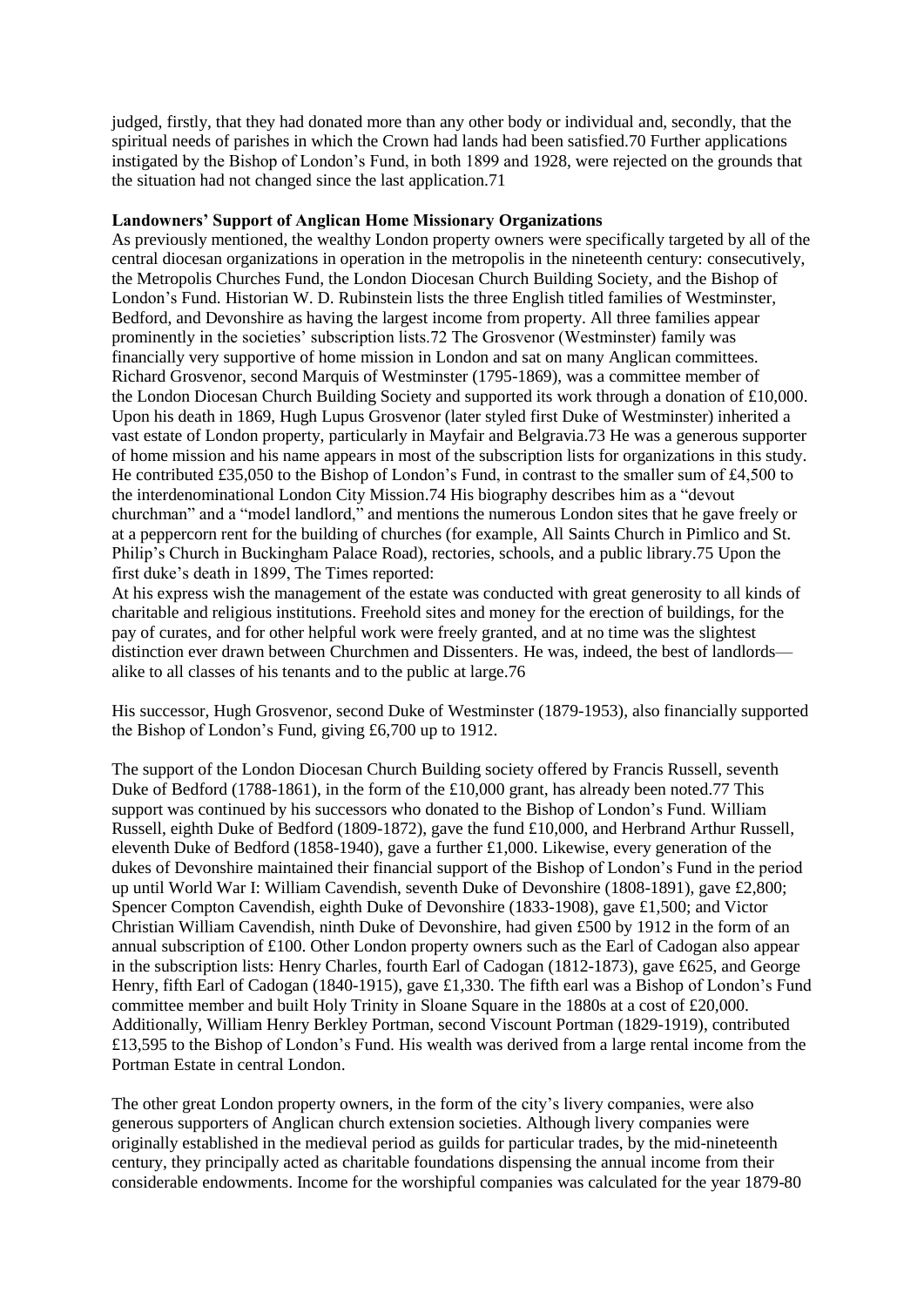judged, firstly, that they had donated more than any other body or individual and, secondly, that the spiritual needs of parishes in which the Crown had lands had been satisfied.70 Further applications instigated by the Bishop of London's Fund, in both 1899 and 1928, were rejected on the grounds that the situation had not changed since the last application.71

**Landowners' Support of Anglican Home Missionary Organizations**

As previously mentioned, the wealthy London property owners were specifically targeted by all of the central diocesan organizations in operation in the metropolis in the nineteenth century: consecutively, the Metropolis Churches Fund, the London Diocesan Church Building Society, and the Bishop of London's Fund. Historian W. D. Rubinstein lists the three English titled families of Westminster, Bedford, and Devonshire as having the largest income from property. All three families appear prominently in the societies' subscription lists.72 The Grosvenor (Westminster) family was financially very supportive of home mission in London and sat on many Anglican committees. Richard Grosvenor, second Marquis of Westminster (1795-1869), was a committee member of the London Diocesan Church Building Society and supported its work through a donation of £10,000. Upon his death in 1869, Hugh Lupus Grosvenor (later styled first Duke of Westminster) inherited a vast estate of London property, particularly in Mayfair and Belgravia.73 He was a generous supporter of home mission and his name appears in most of the subscription lists for organizations in this study. He contributed £35,050 to the Bishop of London's Fund, in contrast to the smaller sum of £4,500 to the interdenominational London City Mission.74 His biography describes him as a "devout churchman" and a "model landlord," and mentions the numerous London sites that he gave freely or at a peppercorn rent for the building of churches (for example, All Saints Church in Pimlico and St. Philip's Church in Buckingham Palace Road), rectories, schools, and a public library.75 Upon the first duke's death in 1899, The Times reported:

At his express wish the management of the estate was conducted with great generosity to all kinds of charitable and religious institutions. Freehold sites and money for the erection of buildings, for the pay of curates, and for other helpful work were freely granted, and at no time was the slightest distinction ever drawn between Churchmen and Dissenters. He was, indeed, the best of landlords—alike to all classes of his tenants and to the public at large.76

His successor, Hugh Grosvenor, second Duke of Westminster (1879-1953), also financially supported the Bishop of London's Fund, giving £6,700 up to 1912.

The support of the London Diocesan Church Building society offered by Francis Russell, seventh Duke of Bedford (1788-1861), in the form of the £10,000 grant, has already been noted.77 This support was continued by his successors who donated to the Bishop of London's Fund. William Russell, eighth Duke of Bedford (1809-1872), gave the fund £10,000, and Herbrand Arthur Russell, eleventh Duke of Bedford (1858-1940), gave a further £1,000. Likewise, every generation of the dukes of Devonshire maintained their financial support of the Bishop of London's Fund in the period up until World War I: William Cavendish, seventh Duke of Devonshire (1808-1891), gave £2,800; Spencer Compton Cavendish, eighth Duke of Devonshire (1833-1908), gave £1,500; and Victor Christian William Cavendish, ninth Duke of Devonshire, had given £500 by 1912 in the form of an annual subscription of £100. Other London property owners such as the Earl of Cadogan also appear in the subscription lists: Henry Charles, fourth Earl of Cadogan (1812-1873), gave £625, and George Henry, fifth Earl of Cadogan (1840-1915), gave £1,330. The fifth earl was a Bishop of London's Fund committee member and built Holy Trinity in Sloane Square in the 1880s at a cost of £20,000. Additionally, William Henry Berkley Portman, second Viscount Portman (1829-1919), contributed £13,595 to the Bishop of London's Fund. His wealth was derived from a large rental income from the Portman Estate in central London.

The other great London property owners, in the form of the city's livery companies, were also generous supporters of Anglican church extension societies. Although livery companies were originally established in the medieval period as guilds for particular trades, by the mid-nineteenth century, they principally acted as charitable foundations dispensing the annual income from their considerable endowments. Income for the worshipful companies was calculated for the year 1879-80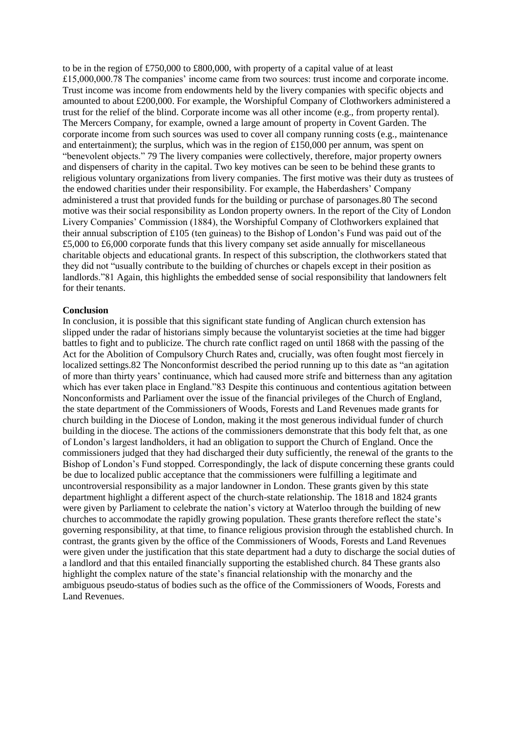to be in the region of £750,000 to £800,000, with property of a capital value of at least £15,000,000.[78] The companies' income came from two sources: trust income and corporate income. Trust income was income from endowments held by the livery companies with specific objects and amounted to about £200,000. For example, the Worshipful Company of Clothworkers administered a trust for the relief of the blind. Corporate income was all other income (e.g., from property rental). The Mercers Company, for example, owned a large amount of property in Covent Garden. The corporate income from such sources was used to cover all company running costs (e.g., maintenance and entertainment); the surplus, which was in the region of £150,000 per annum, was spent on "benevolent objects." [79] The livery companies were collectively, therefore, major property owners and dispensers of charity in the capital. Two key motives can be seen to be behind these grants to religious voluntary organizations from livery companies. The first motive was their duty as trustees of the endowed charities under their responsibility. For example, the Haberdashers' Company administered a trust that provided funds for the building or purchase of parsonages.[80] The second motive was their social responsibility as London property owners. In the report of the City of London Livery Companies' Commission (1884), the Worshipful Company of Clothworkers explained that their annual subscription of £105 (ten guineas) to the Bishop of London's Fund was paid out of the £5,000 to £6,000 corporate funds that this livery company set aside annually for miscellaneous charitable objects and educational grants. In respect of this subscription, the clothworkers stated that they did not "usually contribute to the building of churches or chapels except in their position as landlords."[81] Again, this highlights the embedded sense of social responsibility that landowners felt for their tenants.

## Conclusion

In conclusion, it is possible that this significant state funding of Anglican church extension has slipped under the radar of historians simply because the voluntaryist societies at the time had bigger battles to fight and to publicize. The church rate conflict raged on until 1868 with the passing of the Act for the Abolition of Compulsory Church Rates and, crucially, was often fought most fiercely in localized settings.[82] The Nonconformist described the period running up to this date as "an agitation of more than thirty years' continuance, which had caused more strife and bitterness than any agitation which has ever taken place in England."[83] Despite this continuous and contentious agitation between Nonconformists and Parliament over the issue of the financial privileges of the Church of England, the state department of the Commissioners of Woods, Forests and Land Revenues made grants for church building in the Diocese of London, making it the most generous individual funder of church building in the diocese. The actions of the commissioners demonstrate that this body felt that, as one of London's largest landholders, it had an obligation to support the Church of England. Once the commissioners judged that they had discharged their duty sufficiently, the renewal of the grants to the Bishop of London's Fund stopped. Correspondingly, the lack of dispute concerning these grants could be due to localized public acceptance that the commissioners were fulfilling a legitimate and uncontroversial responsibility as a major landowner in London. These grants given by this state department highlight a different aspect of the church-state relationship. The 1818 and 1824 grants were given by Parliament to celebrate the nation's victory at Waterloo through the building of new churches to accommodate the rapidly growing population. These grants therefore reflect the state's governing responsibility, at that time, to finance religious provision through the established church. In contrast, the grants given by the office of the Commissioners of Woods, Forests and Land Revenues were given under the justification that this state department had a duty to discharge the social duties of a landlord and that this entailed financially supporting the established church. [84] These grants also highlight the complex nature of the state's financial relationship with the monarchy and the ambiguous pseudo-status of bodies such as the office of the Commissioners of Woods, Forests and Land Revenues.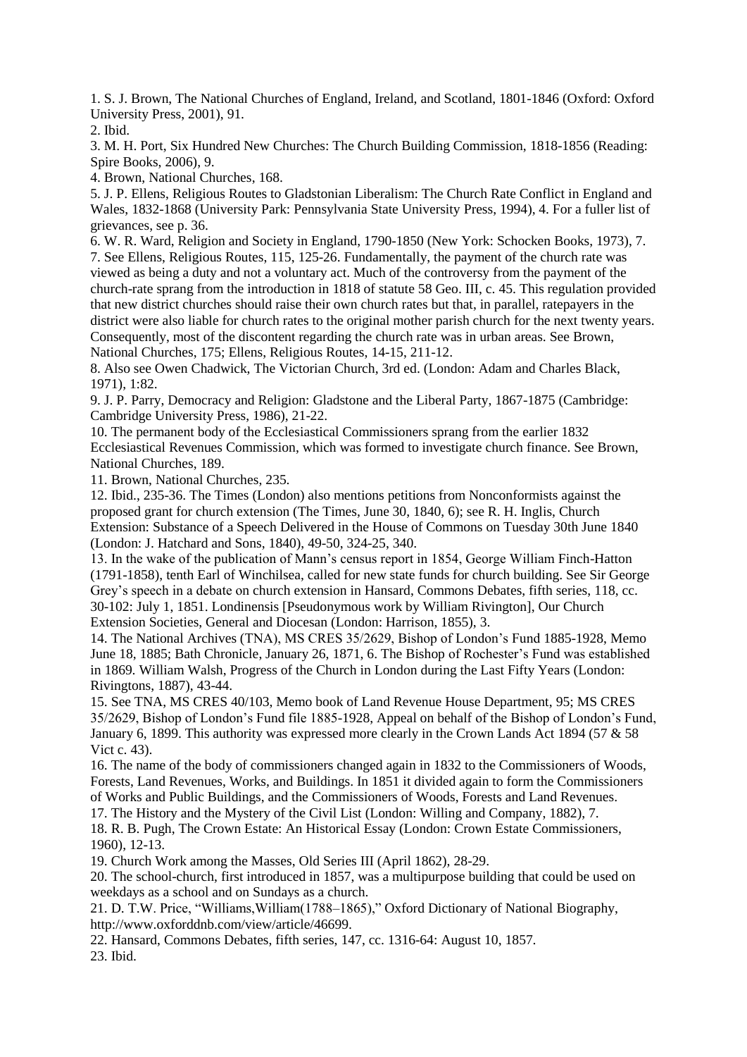1. S. J. Brown, The National Churches of England, Ireland, and Scotland, 1801-1846 (Oxford: Oxford University Press, 2001), 91.

2. Ibid.

3. M. H. Port, Six Hundred New Churches: The Church Building Commission, 1818-1856 (Reading: Spire Books, 2006), 9.

4. Brown, National Churches, 168.

5. J. P. Ellens, Religious Routes to Gladstonian Liberalism: The Church Rate Conflict in England and Wales, 1832-1868 (University Park: Pennsylvania State University Press, 1994), 4. For a fuller list of grievances, see p. 36.

6. W. R. Ward, Religion and Society in England, 1790-1850 (New York: Schocken Books, 1973), 7.

7. See Ellens, Religious Routes, 115, 125-26. Fundamentally, the payment of the church rate was viewed as being a duty and not a voluntary act. Much of the controversy from the payment of the church-rate sprang from the introduction in 1818 of statute 58 Geo. III, c. 45. This regulation provided that new district churches should raise their own church rates but that, in parallel, ratepayers in the district were also liable for church rates to the original mother parish church for the next twenty years. Consequently, most of the discontent regarding the church rate was in urban areas. See Brown, National Churches, 175; Ellens, Religious Routes, 14-15, 211-12.

8. Also see Owen Chadwick, The Victorian Church, 3rd ed. (London: Adam and Charles Black, 1971), 1:82.

9. J. P. Parry, Democracy and Religion: Gladstone and the Liberal Party, 1867-1875 (Cambridge: Cambridge University Press, 1986), 21-22.

10. The permanent body of the Ecclesiastical Commissioners sprang from the earlier 1832 Ecclesiastical Revenues Commission, which was formed to investigate church finance. See Brown, National Churches, 189.

11. Brown, National Churches, 235.

12. Ibid., 235-36. The Times (London) also mentions petitions from Nonconformists against the proposed grant for church extension (The Times, June 30, 1840, 6); see R. H. Inglis, Church Extension: Substance of a Speech Delivered in the House of Commons on Tuesday 30th June 1840 (London: J. Hatchard and Sons, 1840), 49-50, 324-25, 340.

13. In the wake of the publication of Mann's census report in 1854, George William Finch-Hatton (1791-1858), tenth Earl of Winchilsea, called for new state funds for church building. See Sir George Grey's speech in a debate on church extension in Hansard, Commons Debates, fifth series, 118, cc. 30-102: July 1, 1851. Londinensis [Pseudonymous work by William Rivington], Our Church Extension Societies, General and Diocesan (London: Harrison, 1855), 3.

14. The National Archives (TNA), MS CRES 35/2629, Bishop of London's Fund 1885-1928, Memo June 18, 1885; Bath Chronicle, January 26, 1871, 6. The Bishop of Rochester's Fund was established in 1869. William Walsh, Progress of the Church in London during the Last Fifty Years (London: Rivingtons, 1887), 43-44.

15. See TNA, MS CRES 40/103, Memo book of Land Revenue House Department, 95; MS CRES 35/2629, Bishop of London's Fund file 1885-1928, Appeal on behalf of the Bishop of London's Fund, January 6, 1899. This authority was expressed more clearly in the Crown Lands Act 1894 (57 & 58 Vict c. 43).

16. The name of the body of commissioners changed again in 1832 to the Commissioners of Woods, Forests, Land Revenues, Works, and Buildings. In 1851 it divided again to form the Commissioners of Works and Public Buildings, and the Commissioners of Woods, Forests and Land Revenues.

17. The History and the Mystery of the Civil List (London: Willing and Company, 1882), 7.

18. R. B. Pugh, The Crown Estate: An Historical Essay (London: Crown Estate Commissioners, 1960), 12-13.

19. Church Work among the Masses, Old Series III (April 1862), 28-29.

20. The school-church, first introduced in 1857, was a multipurpose building that could be used on weekdays as a school and on Sundays as a church.

21. D. T.W. Price, "Williams,William(1788–1865)," Oxford Dictionary of National Biography, http://www.oxforddnb.com/view/article/46699.

22. Hansard, Commons Debates, fifth series, 147, cc. 1316-64: August 10, 1857.

23. Ibid.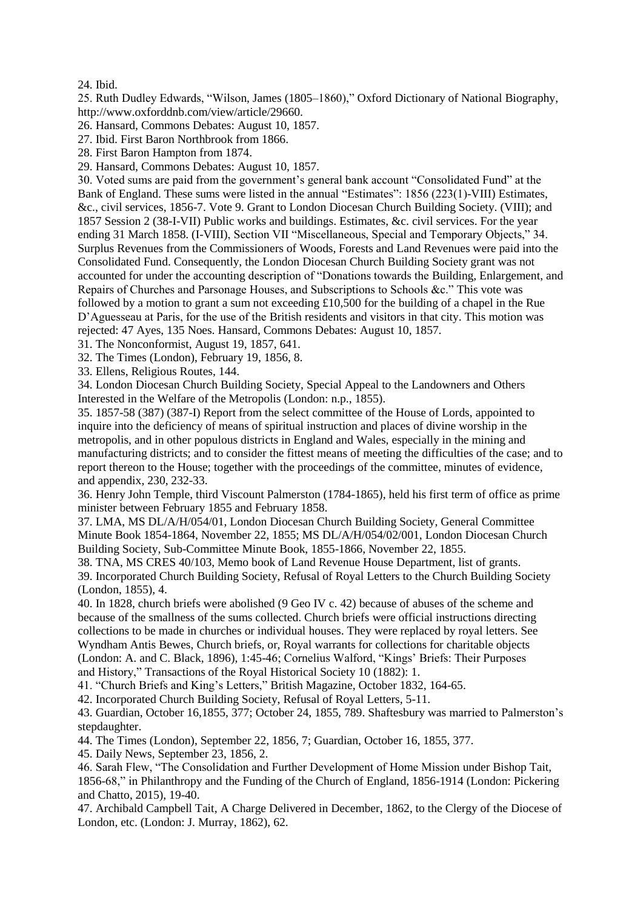24. Ibid.

25. Ruth Dudley Edwards, "Wilson, James (1805–1860)," Oxford Dictionary of National Biography, http://www.oxforddnb.com/view/article/29660.

26. Hansard, Commons Debates: August 10, 1857.

27. Ibid. First Baron Northbrook from 1866.

28. First Baron Hampton from 1874.

29. Hansard, Commons Debates: August 10, 1857.

30. Voted sums are paid from the government's general bank account "Consolidated Fund" at the Bank of England. These sums were listed in the annual "Estimates": 1856 (223(1)-VIII) Estimates, &c., civil services, 1856-7. Vote 9. Grant to London Diocesan Church Building Society. (VIII); and 1857 Session 2 (38-I-VII) Public works and buildings. Estimates, &c. civil services. For the year ending 31 March 1858. (I-VIII), Section VII "Miscellaneous, Special and Temporary Objects," 34. Surplus Revenues from the Commissioners of Woods, Forests and Land Revenues were paid into the Consolidated Fund. Consequently, the London Diocesan Church Building Society grant was not accounted for under the accounting description of "Donations towards the Building, Enlargement, and Repairs of Churches and Parsonage Houses, and Subscriptions to Schools &c." This vote was followed by a motion to grant a sum not exceeding £10,500 for the building of a chapel in the Rue D'Aguesseau at Paris, for the use of the British residents and visitors in that city. This motion was rejected: 47 Ayes, 135 Noes. Hansard, Commons Debates: August 10, 1857.

31. The Nonconformist, August 19, 1857, 641.

32. The Times (London), February 19, 1856, 8.

33. Ellens, Religious Routes, 144.

34. London Diocesan Church Building Society, Special Appeal to the Landowners and Others Interested in the Welfare of the Metropolis (London: n.p., 1855).

35. 1857-58 (387) (387-I) Report from the select committee of the House of Lords, appointed to inquire into the deficiency of means of spiritual instruction and places of divine worship in the metropolis, and in other populous districts in England and Wales, especially in the mining and manufacturing districts; and to consider the fittest means of meeting the difficulties of the case; and to report thereon to the House; together with the proceedings of the committee, minutes of evidence, and appendix, 230, 232-33.

36. Henry John Temple, third Viscount Palmerston (1784-1865), held his first term of office as prime minister between February 1855 and February 1858.

37. LMA, MS DL/A/H/054/01, London Diocesan Church Building Society, General Committee Minute Book 1854-1864, November 22, 1855; MS DL/A/H/054/02/001, London Diocesan Church Building Society, Sub-Committee Minute Book, 1855-1866, November 22, 1855.

38. TNA, MS CRES 40/103, Memo book of Land Revenue House Department, list of grants.

39. Incorporated Church Building Society, Refusal of Royal Letters to the Church Building Society (London, 1855), 4.

40. In 1828, church briefs were abolished (9 Geo IV c. 42) because of abuses of the scheme and because of the smallness of the sums collected. Church briefs were official instructions directing collections to be made in churches or individual houses. They were replaced by royal letters. See Wyndham Antis Bewes, Church briefs, or, Royal warrants for collections for charitable objects (London: A. and C. Black, 1896), 1:45-46; Cornelius Walford, "Kings' Briefs: Their Purposes and History," Transactions of the Royal Historical Society 10 (1882): 1.

41. "Church Briefs and King's Letters," British Magazine, October 1832, 164-65.

42. Incorporated Church Building Society, Refusal of Royal Letters, 5-11.

43. Guardian, October 16,1855, 377; October 24, 1855, 789. Shaftesbury was married to Palmerston's stepdaughter.

44. The Times (London), September 22, 1856, 7; Guardian, October 16, 1855, 377.

45. Daily News, September 23, 1856, 2.

46. Sarah Flew, "The Consolidation and Further Development of Home Mission under Bishop Tait, 1856-68," in Philanthropy and the Funding of the Church of England, 1856-1914 (London: Pickering and Chatto, 2015), 19-40.

47. Archibald Campbell Tait, A Charge Delivered in December, 1862, to the Clergy of the Diocese of London, etc. (London: J. Murray, 1862), 62.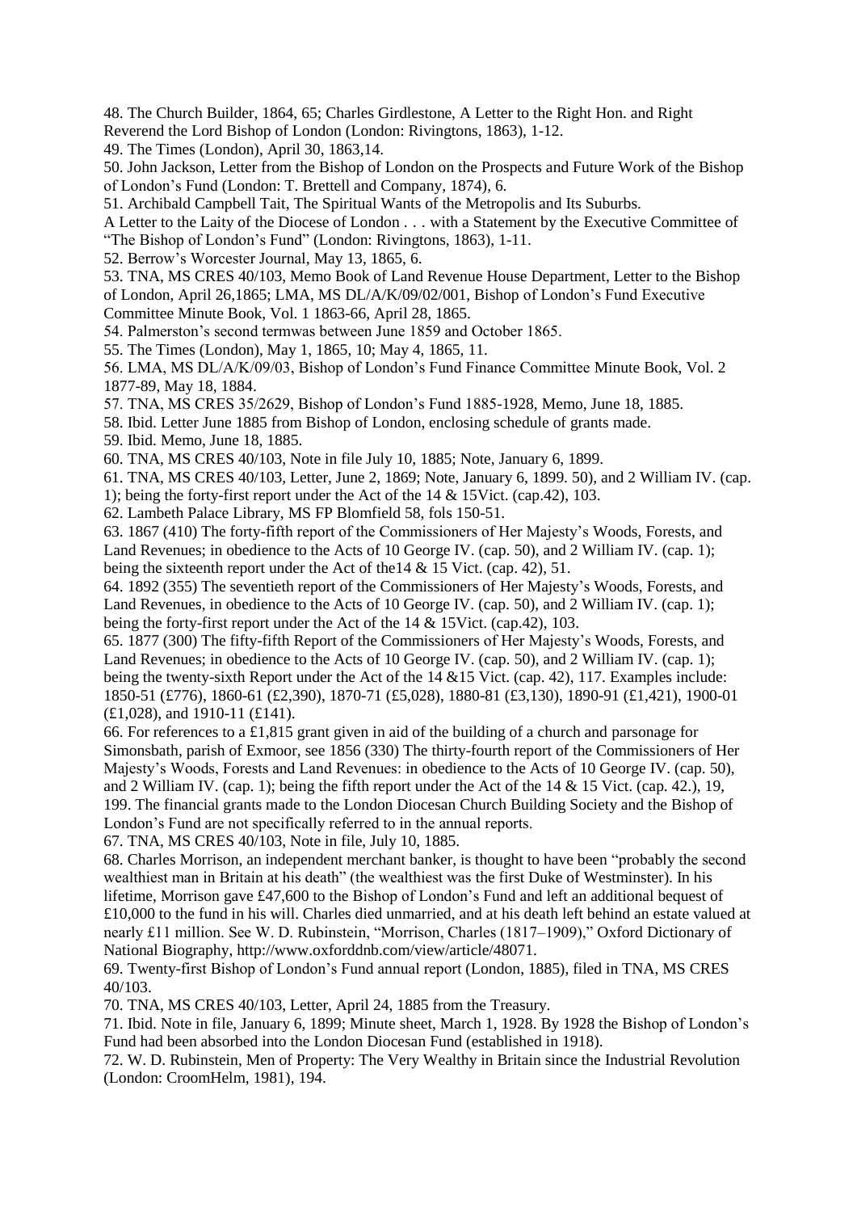48. The Church Builder, 1864, 65; Charles Girdlestone, A Letter to the Right Hon. and Right Reverend the Lord Bishop of London (London: Rivingtons, 1863), 1-12.

49. The Times (London), April 30, 1863,14.

50. John Jackson, Letter from the Bishop of London on the Prospects and Future Work of the Bishop of London's Fund (London: T. Brettell and Company, 1874), 6.

51. Archibald Campbell Tait, The Spiritual Wants of the Metropolis and Its Suburbs. A Letter to the Laity of the Diocese of London . . . with a Statement by the Executive Committee of "The Bishop of London's Fund" (London: Rivingtons, 1863), 1-11.

52. Berrow's Worcester Journal, May 13, 1865, 6.

53. TNA, MS CRES 40/103, Memo Book of Land Revenue House Department, Letter to the Bishop of London, April 26,1865; LMA, MS DL/A/K/09/02/001, Bishop of London's Fund Executive Committee Minute Book, Vol. 1 1863-66, April 28, 1865.

54. Palmerston's second termwas between June 1859 and October 1865.

55. The Times (London), May 1, 1865, 10; May 4, 1865, 11.

56. LMA, MS DL/A/K/09/03, Bishop of London's Fund Finance Committee Minute Book, Vol. 2 1877-89, May 18, 1884.

57. TNA, MS CRES 35/2629, Bishop of London's Fund 1885-1928, Memo, June 18, 1885.

58. Ibid. Letter June 1885 from Bishop of London, enclosing schedule of grants made.

59. Ibid. Memo, June 18, 1885.

60. TNA, MS CRES 40/103, Note in file July 10, 1885; Note, January 6, 1899.

61. TNA, MS CRES 40/103, Letter, June 2, 1869; Note, January 6, 1899. 50), and 2 William IV. (cap. 1); being the forty-first report under the Act of the 14 & 15Vict. (cap.42), 103.

62. Lambeth Palace Library, MS FP Blomfield 58, fols 150-51.

63. 1867 (410) The forty-fifth report of the Commissioners of Her Majesty's Woods, Forests, and Land Revenues; in obedience to the Acts of 10 George IV. (cap. 50), and 2 William IV. (cap. 1); being the sixteenth report under the Act of the14 & 15 Vict. (cap. 42), 51.

64. 1892 (355) The seventieth report of the Commissioners of Her Majesty's Woods, Forests, and Land Revenues, in obedience to the Acts of 10 George IV. (cap. 50), and 2 William IV. (cap. 1); being the forty-first report under the Act of the 14 & 15Vict. (cap.42), 103.

65. 1877 (300) The fifty-fifth Report of the Commissioners of Her Majesty's Woods, Forests, and Land Revenues; in obedience to the Acts of 10 George IV. (cap. 50), and 2 William IV. (cap. 1); being the twenty-sixth Report under the Act of the 14 &15 Vict. (cap. 42), 117. Examples include: 1850-51 (£776), 1860-61 (£2,390), 1870-71 (£5,028), 1880-81 (£3,130), 1890-91 (£1,421), 1900-01 (£1,028), and 1910-11 (£141).

66. For references to a £1,815 grant given in aid of the building of a church and parsonage for Simonsbath, parish of Exmoor, see 1856 (330) The thirty-fourth report of the Commissioners of Her Majesty's Woods, Forests and Land Revenues: in obedience to the Acts of 10 George IV. (cap. 50), and 2 William IV. (cap. 1); being the fifth report under the Act of the 14 & 15 Vict. (cap. 42.), 19, 199. The financial grants made to the London Diocesan Church Building Society and the Bishop of London's Fund are not specifically referred to in the annual reports.

67. TNA, MS CRES 40/103, Note in file, July 10, 1885.

68. Charles Morrison, an independent merchant banker, is thought to have been "probably the second wealthiest man in Britain at his death" (the wealthiest was the first Duke of Westminster). In his lifetime, Morrison gave £47,600 to the Bishop of London's Fund and left an additional bequest of £10,000 to the fund in his will. Charles died unmarried, and at his death left behind an estate valued at nearly £11 million. See W. D. Rubinstein, "Morrison, Charles (1817–1909)," Oxford Dictionary of National Biography, http://www.oxforddnb.com/view/article/48071.

69. Twenty-first Bishop of London's Fund annual report (London, 1885), filed in TNA, MS CRES 40/103.

70. TNA, MS CRES 40/103, Letter, April 24, 1885 from the Treasury.

71. Ibid. Note in file, January 6, 1899; Minute sheet, March 1, 1928. By 1928 the Bishop of London's Fund had been absorbed into the London Diocesan Fund (established in 1918).

72. W. D. Rubinstein, Men of Property: The Very Wealthy in Britain since the Industrial Revolution (London: CroomHelm, 1981), 194.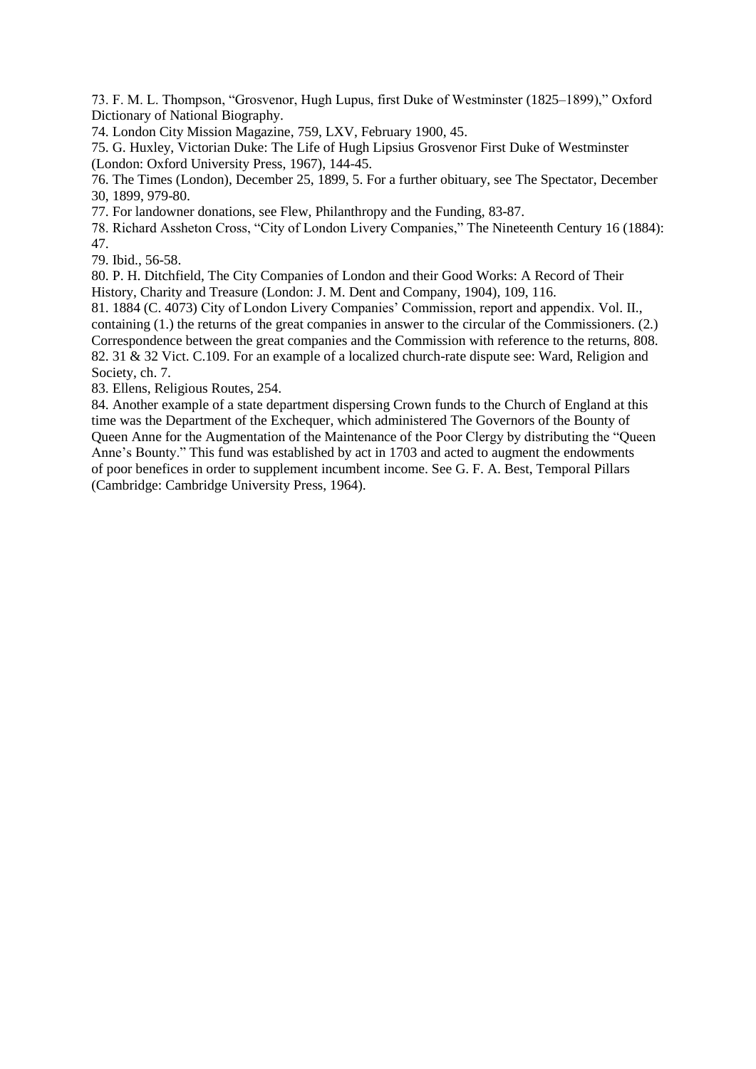73. F. M. L. Thompson, "Grosvenor, Hugh Lupus, first Duke of Westminster (1825–1899)," Oxford Dictionary of National Biography.

74. London City Mission Magazine, 759, LXV, February 1900, 45.

75. G. Huxley, Victorian Duke: The Life of Hugh Lipsius Grosvenor First Duke of Westminster (London: Oxford University Press, 1967), 144-45.

76. The Times (London), December 25, 1899, 5. For a further obituary, see The Spectator, December 30, 1899, 979-80.

77. For landowner donations, see Flew, Philanthropy and the Funding, 83-87.

78. Richard Assheton Cross, "City of London Livery Companies," The Nineteenth Century 16 (1884): 47.

79. Ibid., 56-58.

80. P. H. Ditchfield, The City Companies of London and their Good Works: A Record of Their History, Charity and Treasure (London: J. M. Dent and Company, 1904), 109, 116.

81. 1884 (C. 4073) City of London Livery Companies' Commission, report and appendix. Vol. II., containing (1.) the returns of the great companies in answer to the circular of the Commissioners. (2.) Correspondence between the great companies and the Commission with reference to the returns, 808.

82. 31 & 32 Vict. C.109. For an example of a localized church-rate dispute see: Ward, Religion and Society, ch. 7.

83. Ellens, Religious Routes, 254.

84. Another example of a state department dispersing Crown funds to the Church of England at this time was the Department of the Exchequer, which administered The Governors of the Bounty of Queen Anne for the Augmentation of the Maintenance of the Poor Clergy by distributing the "Queen Anne's Bounty." This fund was established by act in 1703 and acted to augment the endowments of poor benefices in order to supplement incumbent income. See G. F. A. Best, Temporal Pillars (Cambridge: Cambridge University Press, 1964).